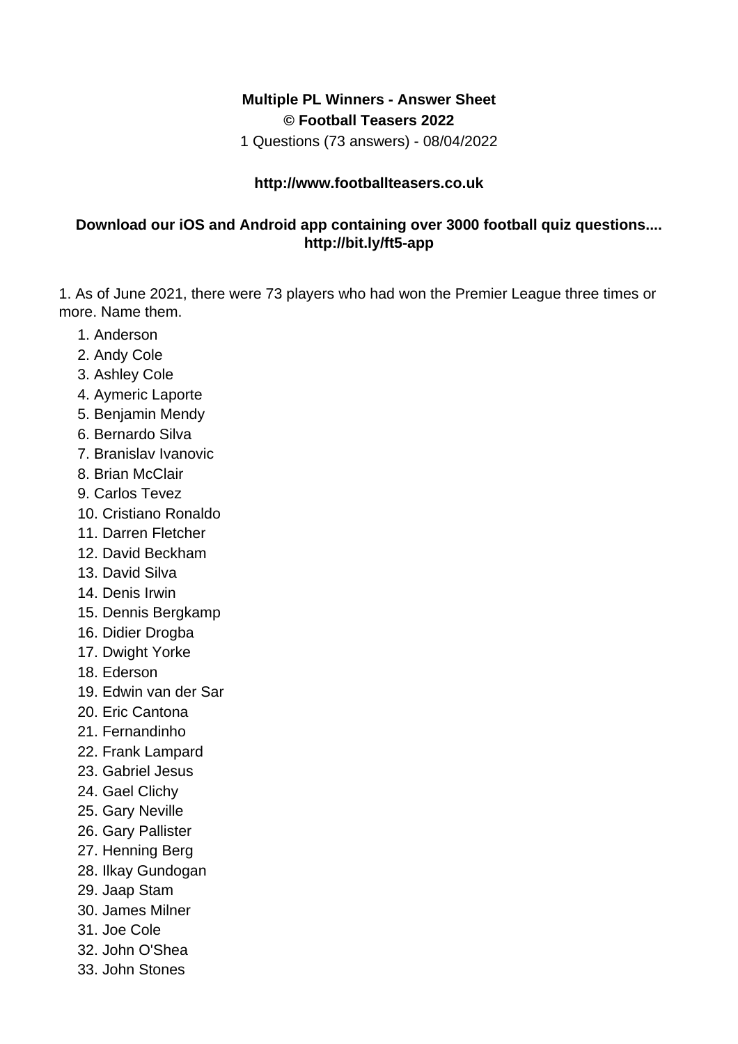**Multiple PL Winners - Answer Sheet**
**© Football Teasers 2022**

1 Questions (73 answers) - 08/04/2022

**http://www.footballteasers.co.uk**

**Download our iOS and Android app containing over 3000 football quiz questions.... http://bit.ly/ft5-app**

1. As of June 2021, there were 73 players who had won the Premier League three times or more. Name them.

1. Anderson
2. Andy Cole
3. Ashley Cole
4. Aymeric Laporte
5. Benjamin Mendy
6. Bernardo Silva
7. Branislav Ivanovic
8. Brian McClair
9. Carlos Tevez
10. Cristiano Ronaldo
11. Darren Fletcher
12. David Beckham
13. David Silva
14. Denis Irwin
15. Dennis Bergkamp
16. Didier Drogba
17. Dwight Yorke
18. Ederson
19. Edwin van der Sar
20. Eric Cantona
21. Fernandinho
22. Frank Lampard
23. Gabriel Jesus
24. Gael Clichy
25. Gary Neville
26. Gary Pallister
27. Henning Berg
28. Ilkay Gundogan
29. Jaap Stam
30. James Milner
31. Joe Cole
32. John O'Shea
33. John Stones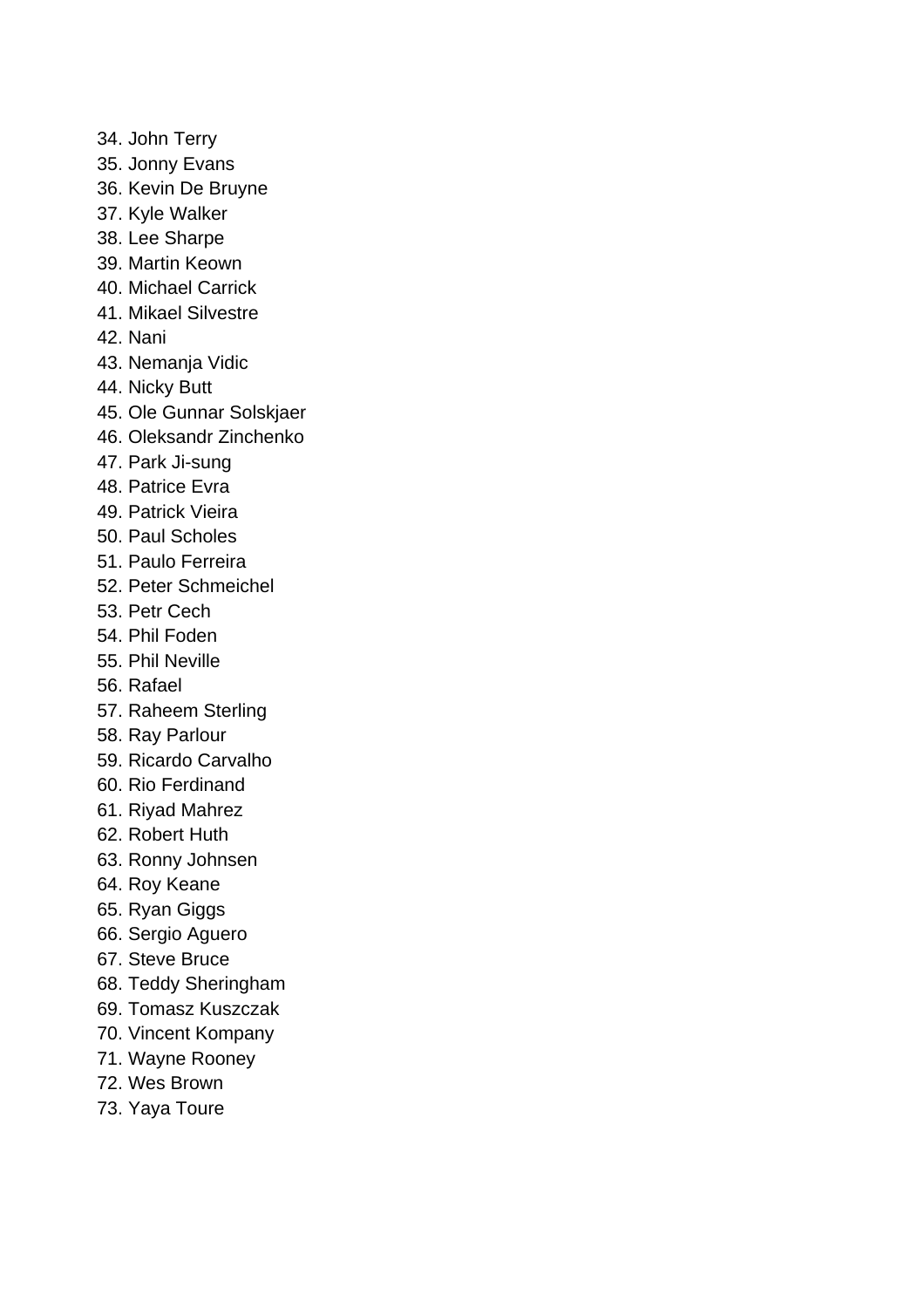34. John Terry
35. Jonny Evans
36. Kevin De Bruyne
37. Kyle Walker
38. Lee Sharpe
39. Martin Keown
40. Michael Carrick
41. Mikael Silvestre
42. Nani
43. Nemanja Vidic
44. Nicky Butt
45. Ole Gunnar Solskjaer
46. Oleksandr Zinchenko
47. Park Ji-sung
48. Patrice Evra
49. Patrick Vieira
50. Paul Scholes
51. Paulo Ferreira
52. Peter Schmeichel
53. Petr Cech
54. Phil Foden
55. Phil Neville
56. Rafael
57. Raheem Sterling
58. Ray Parlour
59. Ricardo Carvalho
60. Rio Ferdinand
61. Riyad Mahrez
62. Robert Huth
63. Ronny Johnsen
64. Roy Keane
65. Ryan Giggs
66. Sergio Aguero
67. Steve Bruce
68. Teddy Sheringham
69. Tomasz Kuszczak
70. Vincent Kompany
71. Wayne Rooney
72. Wes Brown
73. Yaya Toure